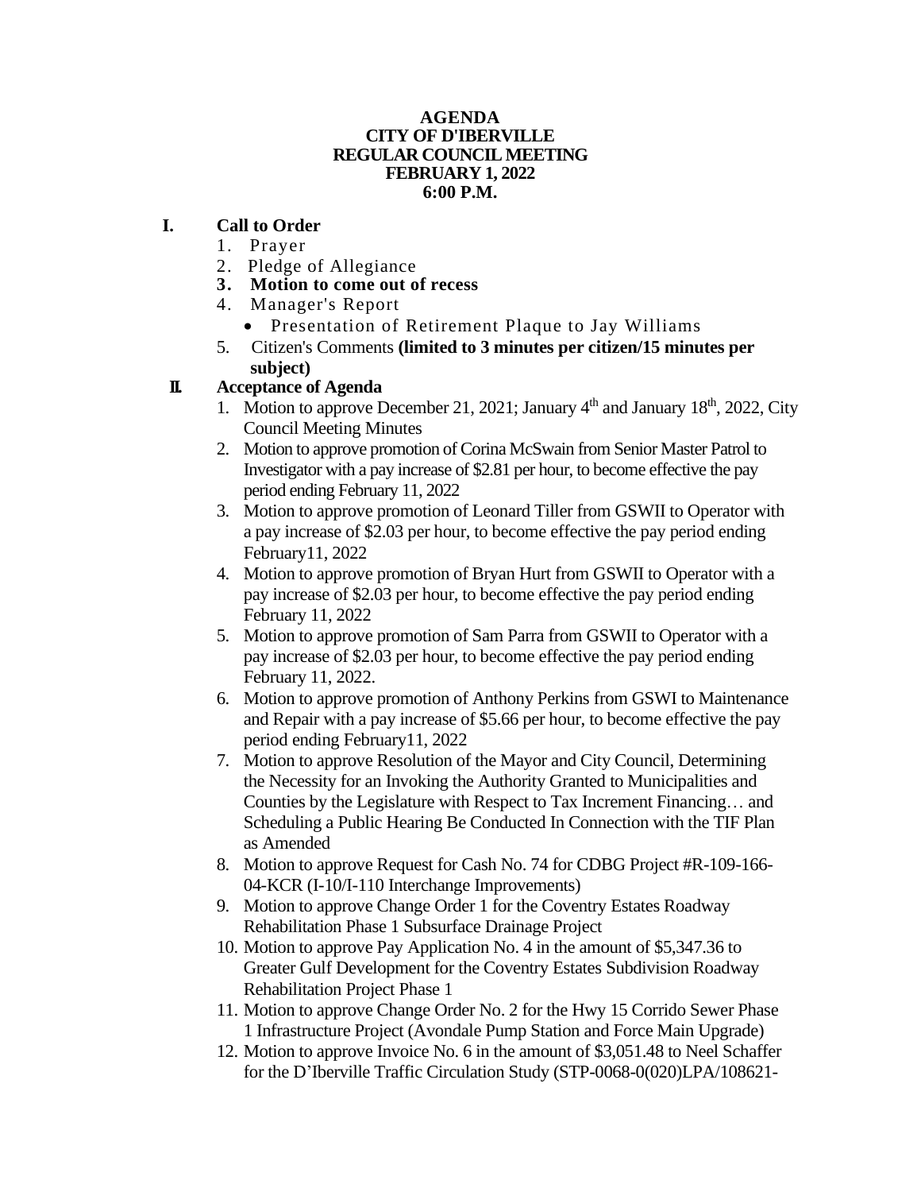**AGENDA**
**CITY OF D'IBERVILLE**
**REGULAR COUNCIL MEETING**
**FEBRUARY 1, 2022**
**6:00 P.M.**

**I. Call to Order**

1. Prayer
2. Pledge of Allegiance
3. **Motion to come out of recess**
4. Manager's Report
   - Presentation of Retirement Plaque to Jay Williams
5. Citizen's Comments **(limited to 3 minutes per citizen/15 minutes per subject)**

**II. Acceptance of Agenda**

1. Motion to approve December 21, 2021; January 4th and January 18th, 2022, City Council Meeting Minutes
2. Motion to approve promotion of Corina McSwain from Senior Master Patrol to Investigator with a pay increase of $2.81 per hour, to become effective the pay period ending February 11, 2022
3. Motion to approve promotion of Leonard Tiller from GSWII to Operator with a pay increase of $2.03 per hour, to become effective the pay period ending February11, 2022
4. Motion to approve promotion of Bryan Hurt from GSWII to Operator with a pay increase of $2.03 per hour, to become effective the pay period ending February 11, 2022
5. Motion to approve promotion of Sam Parra from GSWII to Operator with a pay increase of $2.03 per hour, to become effective the pay period ending February 11, 2022.
6. Motion to approve promotion of Anthony Perkins from GSWI to Maintenance and Repair with a pay increase of $5.66 per hour, to become effective the pay period ending February11, 2022
7. Motion to approve Resolution of the Mayor and City Council, Determining the Necessity for an Invoking the Authority Granted to Municipalities and Counties by the Legislature with Respect to Tax Increment Financing… and Scheduling a Public Hearing Be Conducted In Connection with the TIF Plan as Amended
8. Motion to approve Request for Cash No. 74 for CDBG Project #R-109-166-04-KCR (I-10/I-110 Interchange Improvements)
9. Motion to approve Change Order 1 for the Coventry Estates Roadway Rehabilitation Phase 1 Subsurface Drainage Project
10. Motion to approve Pay Application No. 4 in the amount of $5,347.36 to Greater Gulf Development for the Coventry Estates Subdivision Roadway Rehabilitation Project Phase 1
11. Motion to approve Change Order No. 2 for the Hwy 15 Corrido Sewer Phase 1 Infrastructure Project (Avondale Pump Station and Force Main Upgrade)
12. Motion to approve Invoice No. 6 in the amount of $3,051.48 to Neel Schaffer for the D'Iberville Traffic Circulation Study (STP-0068-0(020)LPA/108621-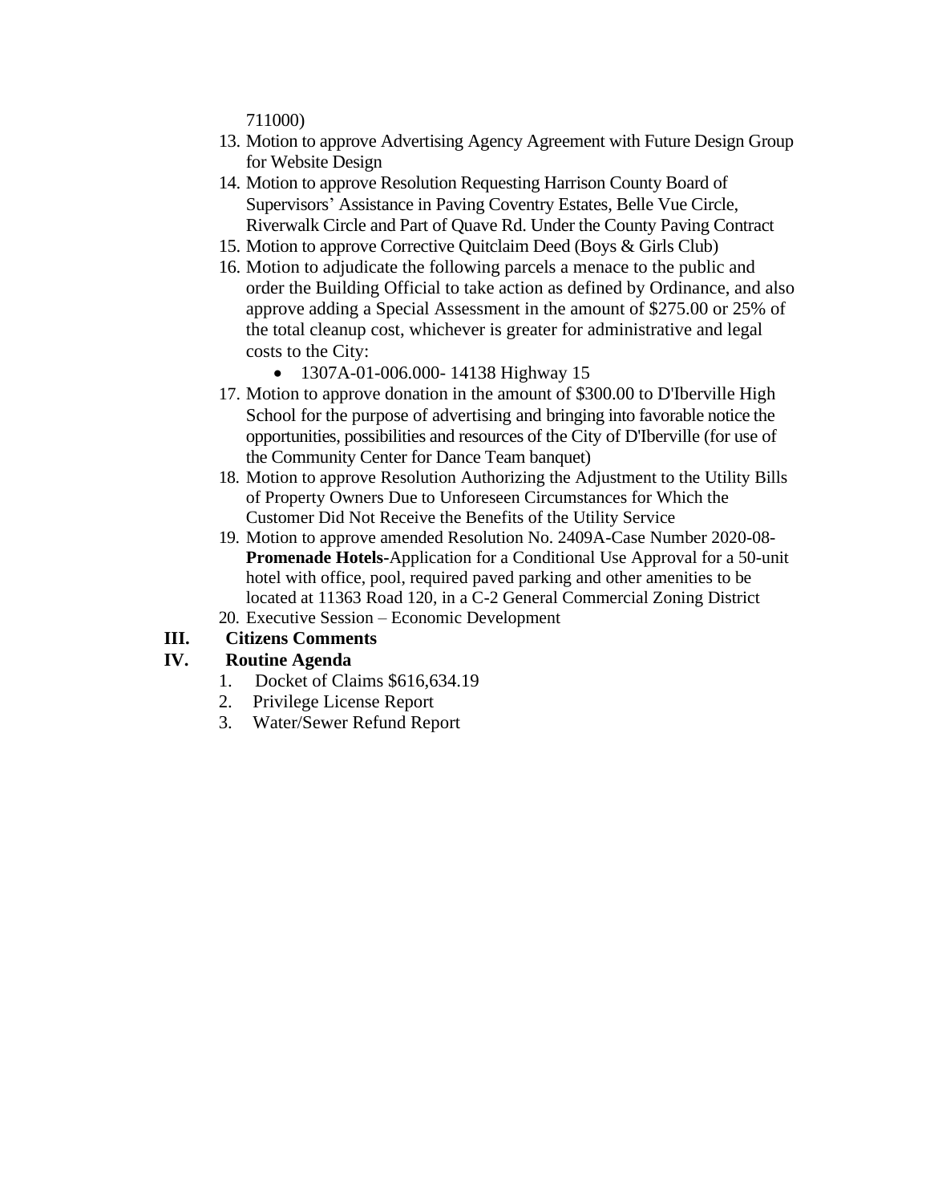711000)

13. Motion to approve Advertising Agency Agreement with Future Design Group for Website Design
14. Motion to approve Resolution Requesting Harrison County Board of Supervisors' Assistance in Paving Coventry Estates, Belle Vue Circle, Riverwalk Circle and Part of Quave Rd. Under the County Paving Contract
15. Motion to approve Corrective Quitclaim Deed (Boys & Girls Club)
16. Motion to adjudicate the following parcels a menace to the public and order the Building Official to take action as defined by Ordinance, and also approve adding a Special Assessment in the amount of $275.00 or 25% of the total cleanup cost, whichever is greater for administrative and legal costs to the City:
    - 1307A-01-006.000- 14138 Highway 15
17. Motion to approve donation in the amount of $300.00 to D'Iberville High School for the purpose of advertising and bringing into favorable notice the opportunities, possibilities and resources of the City of D'Iberville (for use of the Community Center for Dance Team banquet)
18. Motion to approve Resolution Authorizing the Adjustment to the Utility Bills of Property Owners Due to Unforeseen Circumstances for Which the Customer Did Not Receive the Benefits of the Utility Service
19. Motion to approve amended Resolution No. 2409A-Case Number 2020-08-**Promenade Hotels**-Application for a Conditional Use Approval for a 50-unit hotel with office, pool, required paved parking and other amenities to be located at 11363 Road 120, in a C-2 General Commercial Zoning District
20. Executive Session – Economic Development

**III. Citizens Comments**

**IV. Routine Agenda**

1. Docket of Claims $616,634.19
2. Privilege License Report
3. Water/Sewer Refund Report